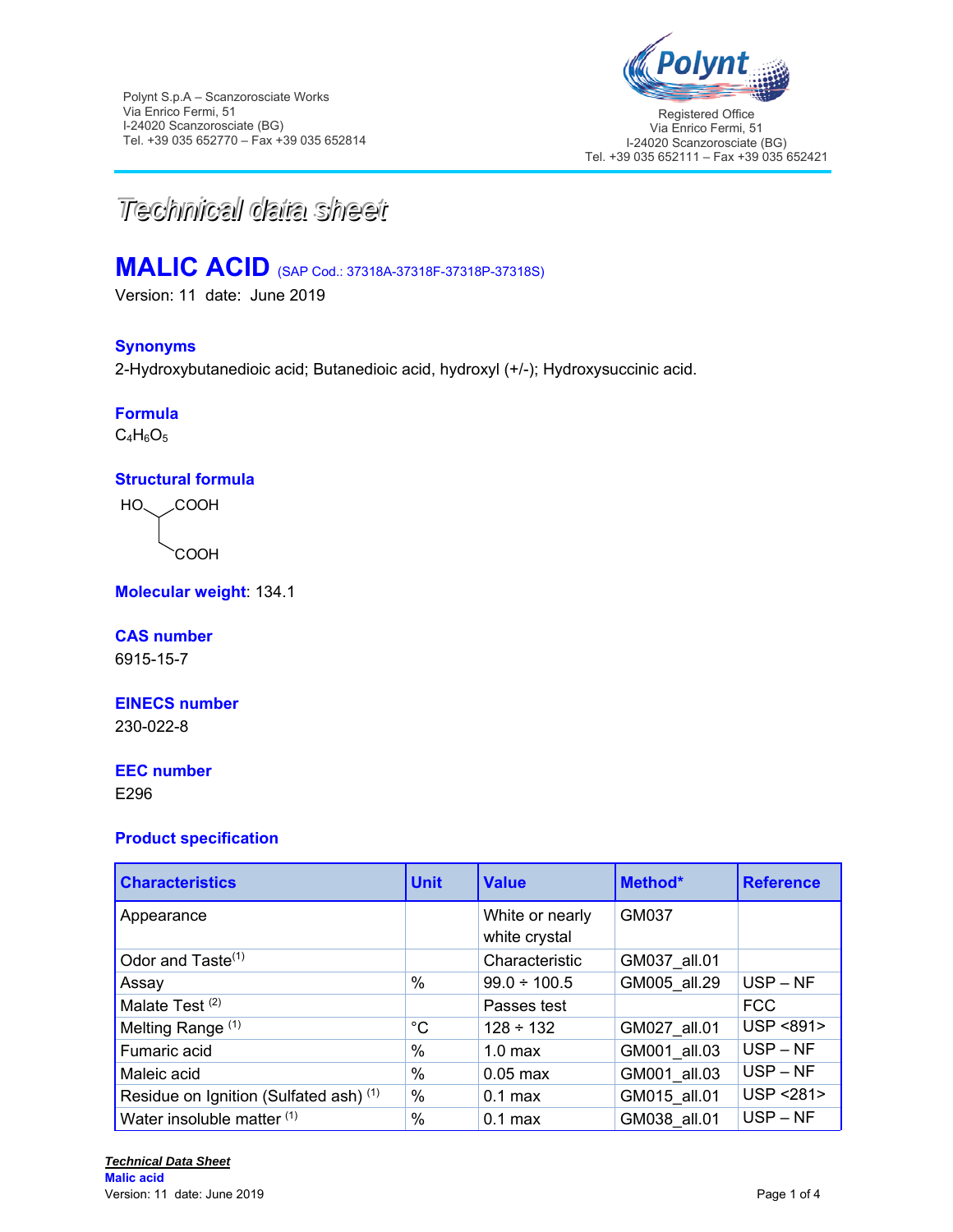Polynt S.p.A – Scanzorosciate Works
Via Enrico Fermi, 51
I-24020 Scanzorosciate (BG)
Tel. +39 035 652770 – Fax +39 035 652814

Registered Office
Via Enrico Fermi, 51
I-24020 Scanzorosciate (BG)
Tel. +39 035 652111 – Fax +39 035 652421

# *Technical data sheet*

# MALIC ACID (SAP Cod.: 37318A-37318F-37318P-37318S)

Version: 11 date: June 2019

### Synonyms

2-Hydroxybutanedioic acid; Butanedioic acid, hydroxyl (+/-); Hydroxysuccinic acid.

### Formula

$C_4H_6O_5$

### Structural formula

```
HO    COOH
   \ /
    |
    |
     \
      COOH
```

**Molecular weight**: 134.1

### CAS number

6915-15-7

### EINECS number

230-022-8

### EEC number

E296

### Product specification

| Characteristics | Unit | Value | Method* | Reference |
|---|---|---|---|---|
| Appearance | | White or nearly white crystal | GM037 | |
| Odor and Taste[(1)] | | Characteristic | GM037_all.01 | |
| Assay | % | 99.0 ÷ 100.5 | GM005_all.29 | USP – NF |
| Malate Test [(2)] | | Passes test | | FCC |
| Melting Range [(1)] | °C | 128 ÷ 132 | GM027_all.01 | USP <891> |
| Fumaric acid | % | 1.0 max | GM001_all.03 | USP – NF |
| Maleic acid | % | 0.05 max | GM001_all.03 | USP – NF |
| Residue on Ignition (Sulfated ash) [(1)] | % | 0.1 max | GM015_all.01 | USP <281> |
| Water insoluble matter [(1)] | % | 0.1 max | GM038_all.01 | USP – NF |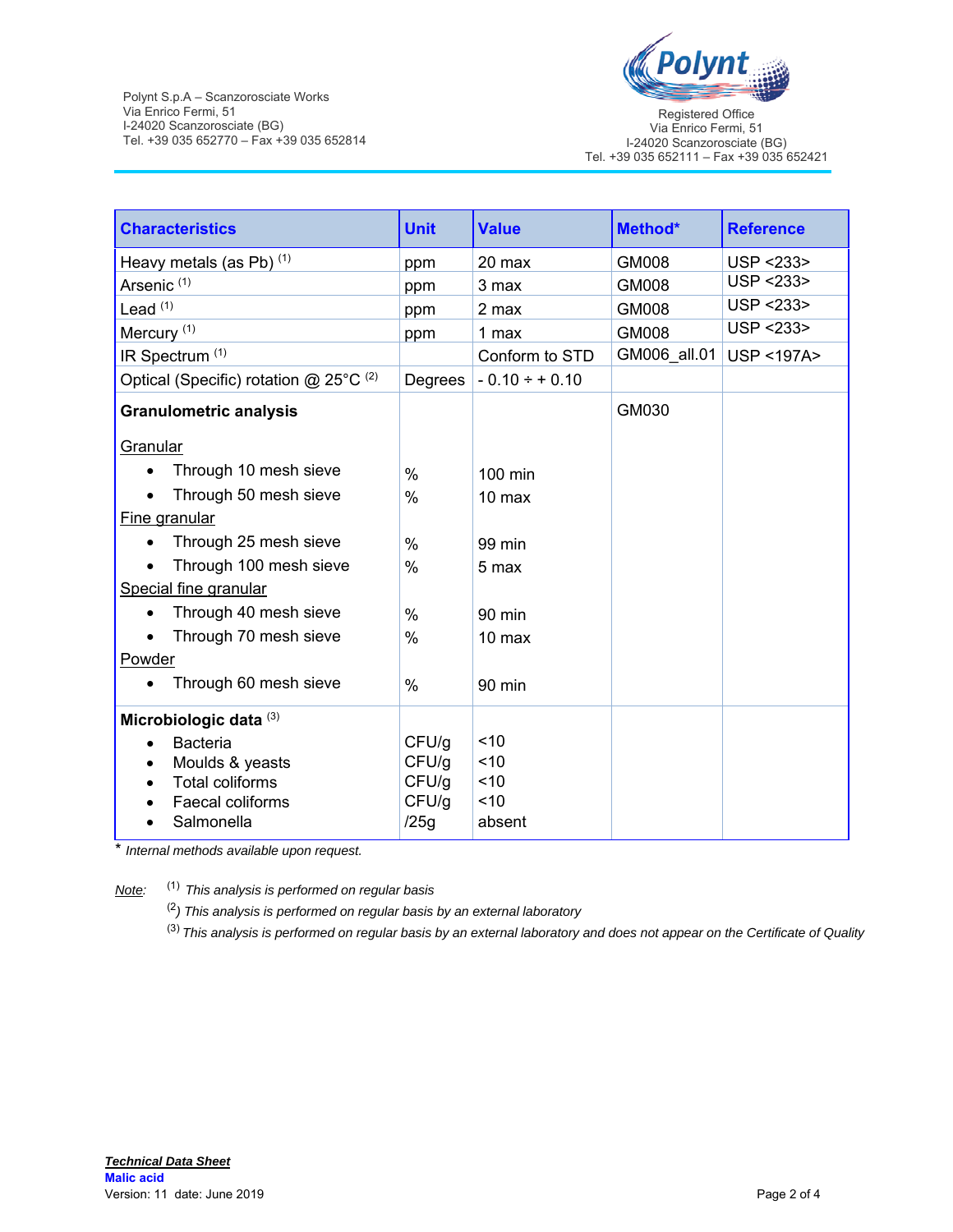Polynt S.p.A – Scanzorosciate Works
Via Enrico Fermi, 51
I-24020 Scanzorosciate (BG)
Tel. +39 035 652770 – Fax +39 035 652814

Registered Office
Via Enrico Fermi, 51
I-24020 Scanzorosciate (BG)
Tel. +39 035 652111 – Fax +39 035 652421

| Characteristics | Unit | Value | Method* | Reference |
|---|---|---|---|---|
| Heavy metals (as Pb) (1) | ppm | 20 max | GM008 | USP <233> |
| Arsenic (1) | ppm | 3 max | GM008 | USP <233> |
| Lead (1) | ppm | 2 max | GM008 | USP <233> |
| Mercury (1) | ppm | 1 max | GM008 | USP <233> |
| IR Spectrum (1) | | Conform to STD | GM006_all.01 | USP <197A> |
| Optical (Specific) rotation @ 25°C (2) | Degrees | - 0.10 ÷ + 0.10 | | |
| **Granulometric analysis** | | | GM030 | |
| Granular | | | | |
| • Through 10 mesh sieve | % | 100 min | | |
| • Through 50 mesh sieve | % | 10 max | | |
| Fine granular | | | | |
| • Through 25 mesh sieve | % | 99 min | | |
| • Through 100 mesh sieve | % | 5 max | | |
| Special fine granular | | | | |
| • Through 40 mesh sieve | % | 90 min | | |
| • Through 70 mesh sieve | % | 10 max | | |
| Powder | | | | |
| • Through 60 mesh sieve | % | 90 min | | |
| **Microbiologic data** (3) | | | | |
| • Bacteria | CFU/g | <10 | | |
| • Moulds & yeasts | CFU/g | <10 | | |
| • Total coliforms | CFU/g | <10 | | |
| • Faecal coliforms | CFU/g | <10 | | |
| • Salmonella | /25g | absent | | |

\* *Internal methods available upon request.*

*Note:* (1) *This analysis is performed on regular basis*

(2) *This analysis is performed on regular basis by an external laboratory*

(3) *This analysis is performed on regular basis by an external laboratory and does not appear on the Certificate of Quality*

***Technical Data Sheet***
**Malic acid**
Version: 11 date: June 2019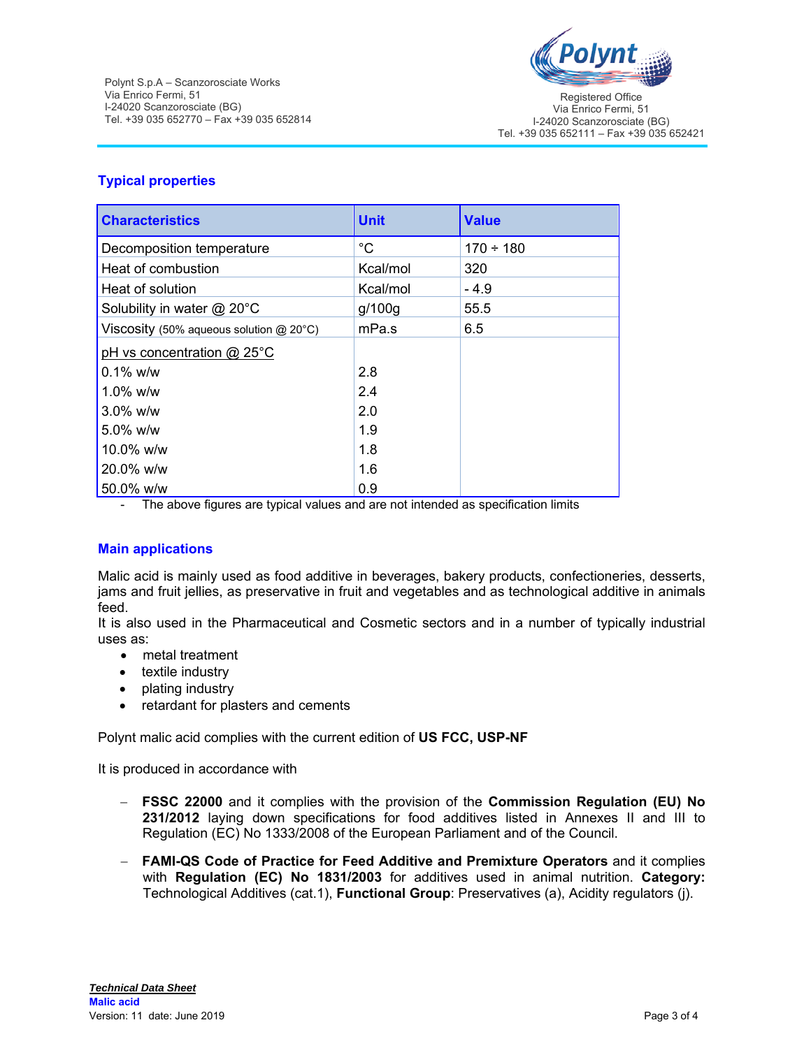## Typical properties

| Characteristics | Unit | Value |
|---|---|---|
| Decomposition temperature | °C | 170 ÷ 180 |
| Heat of combustion | Kcal/mol | 320 |
| Heat of solution | Kcal/mol | - 4.9 |
| Solubility in water @ 20°C | g/100g | 55.5 |
| Viscosity (50% aqueous solution @ 20°C) | mPa.s | 6.5 |
| pH vs concentration @ 25°C | | |
| 0.1% w/w | 2.8 | |
| 1.0% w/w | 2.4 | |
| 3.0% w/w | 2.0 | |
| 5.0% w/w | 1.9 | |
| 10.0% w/w | 1.8 | |
| 20.0% w/w | 1.6 | |
| 50.0% w/w | 0.9 | |

- The above figures are typical values and are not intended as specification limits

## Main applications

Malic acid is mainly used as food additive in beverages, bakery products, confectioneries, desserts, jams and fruit jellies, as preservative in fruit and vegetables and as technological additive in animals feed.
It is also used in the Pharmaceutical and Cosmetic sectors and in a number of typically industrial uses as:

- metal treatment
- textile industry
- plating industry
- retardant for plasters and cements

Polynt malic acid complies with the current edition of **US FCC, USP-NF**

It is produced in accordance with

- **FSSC 22000** and it complies with the provision of the **Commission Regulation (EU) No 231/2012** laying down specifications for food additives listed in Annexes II and III to Regulation (EC) No 1333/2008 of the European Parliament and of the Council.

- **FAMI-QS Code of Practice for Feed Additive and Premixture Operators** and it complies with **Regulation (EC) No 1831/2003** for additives used in animal nutrition. **Category:** Technological Additives (cat.1), **Functional Group**: Preservatives (a), Acidity regulators (j).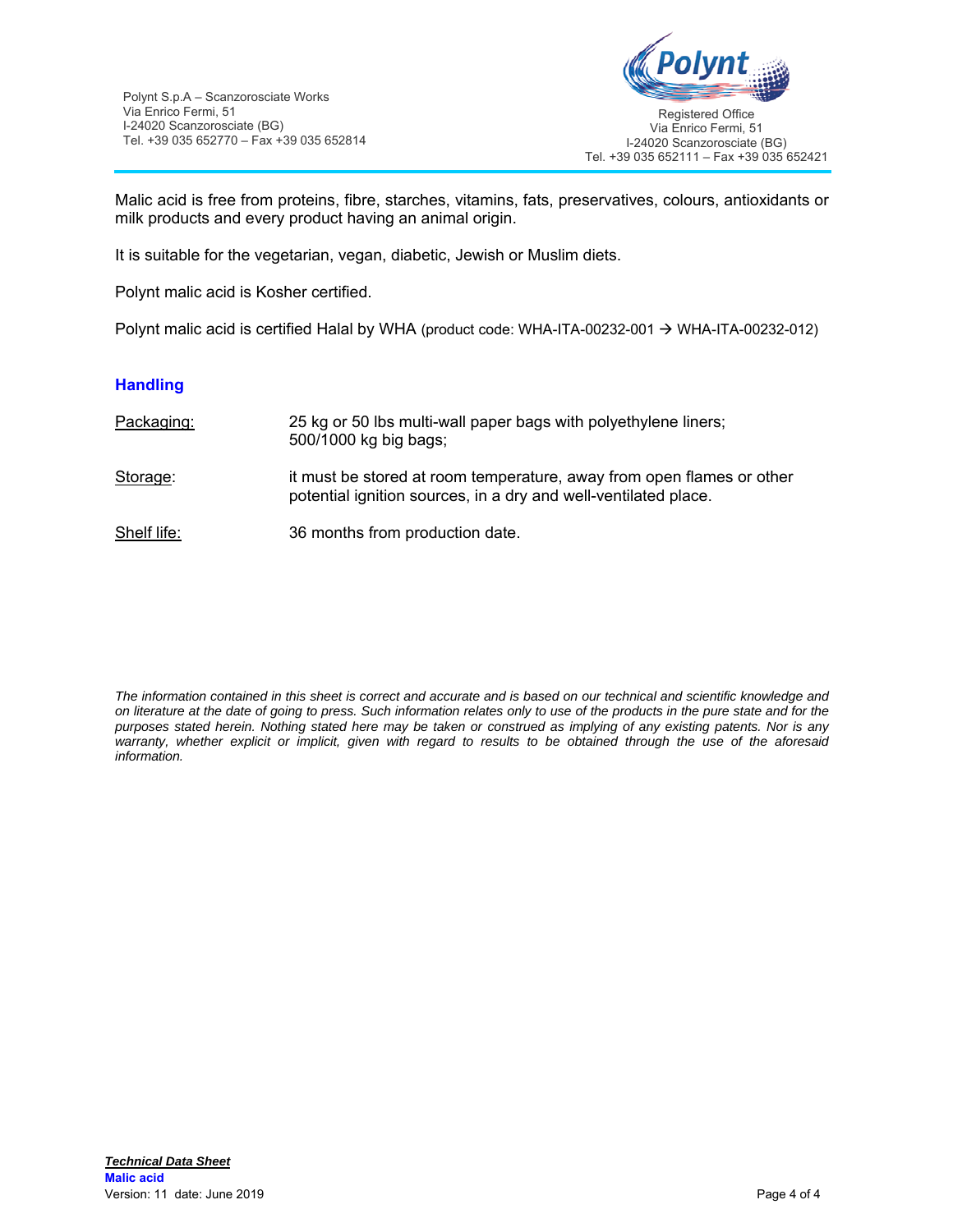Malic acid is free from proteins, fibre, starches, vitamins, fats, preservatives, colours, antioxidants or milk products and every product having an animal origin.

It is suitable for the vegetarian, vegan, diabetic, Jewish or Muslim diets.

Polynt malic acid is Kosher certified.

Polynt malic acid is certified Halal by WHA (product code: WHA-ITA-00232-001 → WHA-ITA-00232-012)

## Handling

| | |
|---|---|
| Packaging: | 25 kg or 50 lbs multi-wall paper bags with polyethylene liners; 500/1000 kg big bags; |
| Storage: | it must be stored at room temperature, away from open flames or other potential ignition sources, in a dry and well-ventilated place. |
| Shelf life: | 36 months from production date. |

*The information contained in this sheet is correct and accurate and is based on our technical and scientific knowledge and on literature at the date of going to press. Such information relates only to use of the products in the pure state and for the purposes stated herein. Nothing stated here may be taken or construed as implying of any existing patents. Nor is any warranty, whether explicit or implicit, given with regard to results to be obtained through the use of the aforesaid information.*